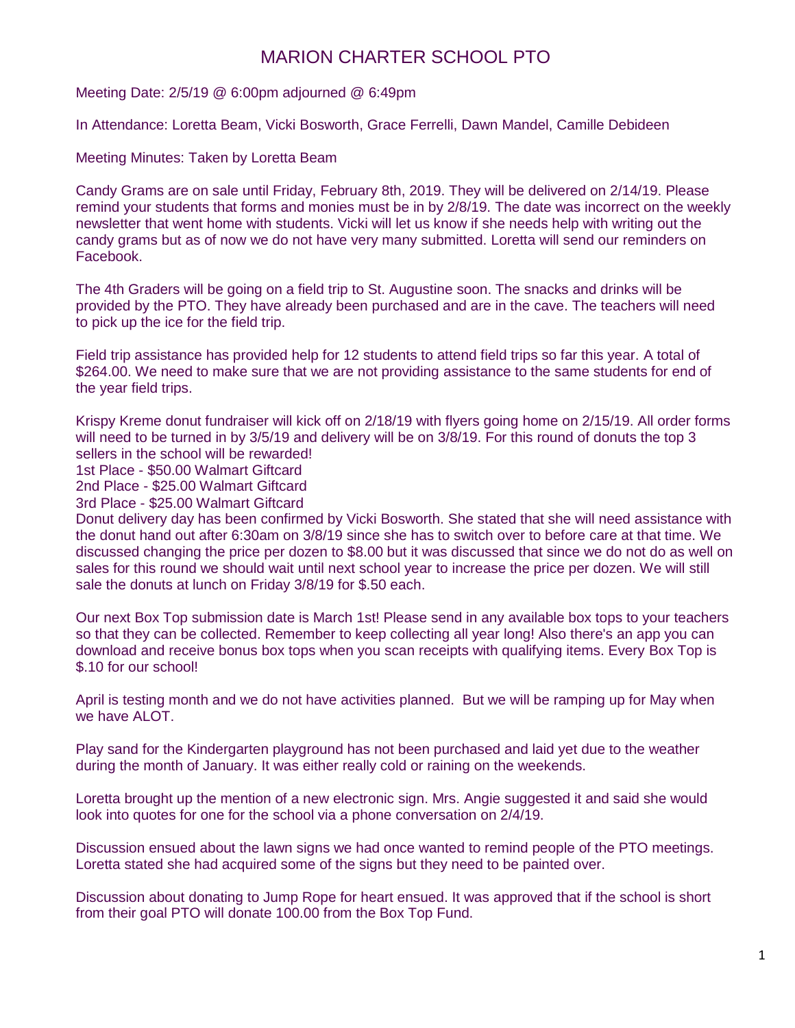# MARION CHARTER SCHOOL PTO

Meeting Date: 2/5/19 @ 6:00pm adjourned @ 6:49pm

In Attendance: Loretta Beam, Vicki Bosworth, Grace Ferrelli, Dawn Mandel, Camille Debideen

Meeting Minutes: Taken by Loretta Beam

Candy Grams are on sale until Friday, February 8th, 2019. They will be delivered on 2/14/19. Please remind your students that forms and monies must be in by 2/8/19. The date was incorect on the weekly newsletter that went home with students. Vicki will let us know if she needs help with writing out the candy grams but as of now we do not have very many submitted. Loretta will send our reminders on Facebook.

The 4th Graders will be going on a field trip to St. Augustine soon. The snacks and drinks will be provided by the PTO. They have already been purchased and are in the cave. The teachers will need to pick up the ice for the field trip.

Field trip assistance has provided help for 12 students to attend field trips so far this year. A total of $264.00. We need to make sure that we are not providing assistance to the same students for end of the year field trips.

Krispy Kreme donut fundraiser will kick off on 2/18/19 with flyers going home on 2/15/19. All order forms will need to be turned in by 3/5/19 and delivery will be on 3/8/19. For this round of donuts the top 3 sellers in the school will be rewarded!
1st Place - $50.00 Walmart Giftcard
2nd Place - $25.00 Walmart Giftcard
3rd Place - $25.00 Walmart Giftcard
Donut delivery day has been confirmed by Vicki Bosworth. She stated that she will need assistance with the donut hand out after 6:30am on 3/8/19 since she has to switch over to before care at that time. We discussed changing the price per dozen to $8.00 but it was discussed that since we do not do as well on sales for this round we should wait until next school year to increase the price per dozen. We will still sale the donuts at lunch on Friday 3/8/19 for $.50 each.

Our next Box Top submission date is March 1st! Please send in any available box tops to your teachers so that they can be collected. Remember to keep collecting all year long! Also there's an app you can download and receive bonus box tops when you scan receipts with qualifying items. Every Box Top is $.10 for our school!

April is testing month and we do not have activities planned. But we will be ramping up for May when we have ALOT.

Play sand for the Kindergarten playground has not been purchased and laid yet due to the weather during the month of January. It was either really cold or raining on the weekends.

Loretta brought up the mention of a new electronic sign. Mrs. Angie suggested it and said she would look into quotes for one for the school via a phone conversation on 2/4/19.

Discussion ensued about the lawn signs we had once wanted to remind people of the PTO meetings. Loretta stated she had acquired some of the signs but they need to be painted over.

Discussion about donating to Jump Rope for heart ensued. It was approved that if the school is short from their goal PTO will donate 100.00 from the Box Top Fund.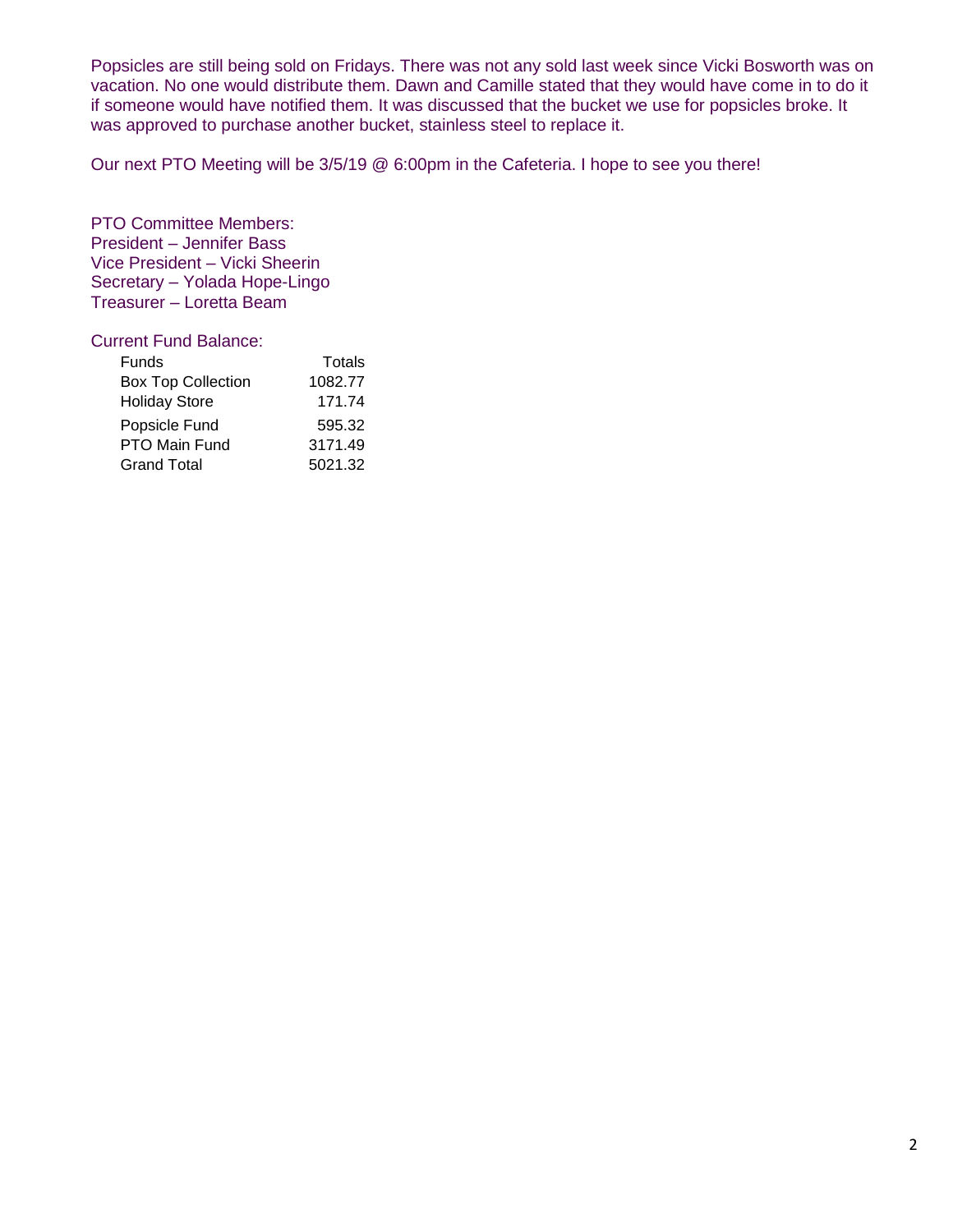Popsicles are still being sold on Fridays. There was not any sold last week since Vicki Bosworth was on vacation. No one would distribute them. Dawn and Camille stated that they would have come in to do it if someone would have notified them. It was discussed that the bucket we use for popsicles broke. It was approved to purchase another bucket, stainless steel to replace it.

Our next PTO Meeting will be 3/5/19 @ 6:00pm in the Cafeteria. I hope to see you there!

PTO Committee Members:
President – Jennifer Bass
Vice President – Vicki Sheerin
Secretary – Yolada Hope-Lingo
Treasurer – Loretta Beam

Current Fund Balance:

| Funds | Totals |
|---|---|
| Box Top Collection | 1082.77 |
| Holiday Store | 171.74 |
| Popsicle Fund | 595.32 |
| PTO Main Fund | 3171.49 |
| Grand Total | 5021.32 |